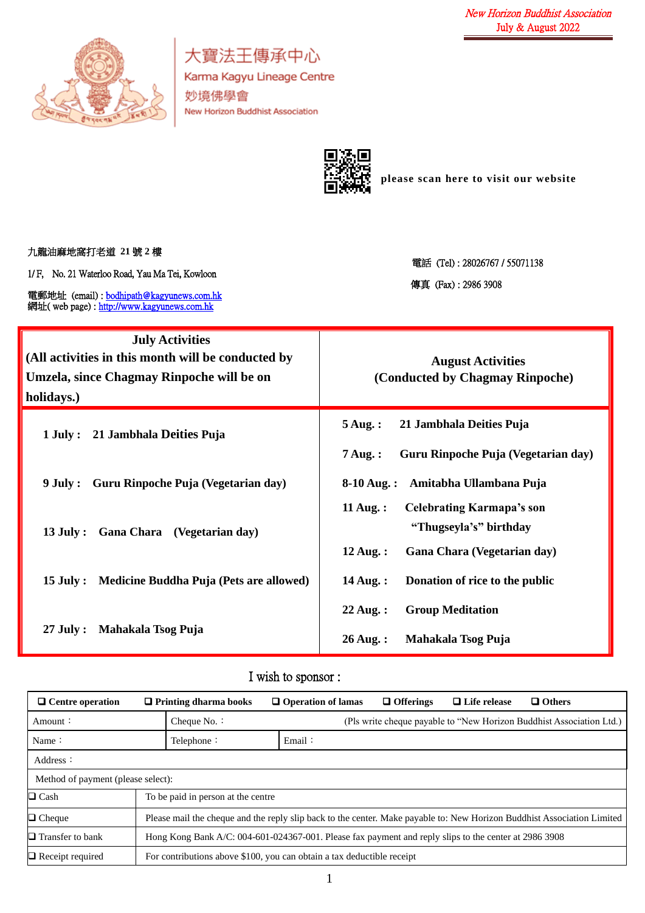New Horizon Buddhist Association
July & August 2022

# 大寶法王傳承中心

## Karma Kagyu Lineage Centre

妙境佛學會

New Horizon Buddhist Association

please scan here to visit our website

九龍油麻地窩打老道 21 號 2 樓

1/F, No. 21 Waterloo Road, Yau Ma Tei, Kowloon

電郵地址 (email) : bodhipath@kagyunews.com.hk
網址( web page) : http://www.kagyunews.com.hk

電話 (Tel) : 28026767 / 55071138

傳真 (Fax) : 2986 3908

| **July Activities (All activities in this month will be conducted by Umzela, since Chagmay Rinpoche will be on holidays.)** | **August Activities (Conducted by Chagmay Rinpoche)** |
|---|---|
| **1 July : 21 Jambhala Deities Puja** | **5 Aug. : 21 Jambhala Deities Puja** |
| **9 July : Guru Rinpoche Puja (Vegetarian day)** | **7 Aug. : Guru Rinpoche Puja (Vegetarian day)** |
| **13 July : Gana Chara (Vegetarian day)** | **8-10 Aug. : Amitabha Ullambana Puja** |
| **15 July : Medicine Buddha Puja (Pets are allowed)** | **11 Aug. : Celebrating Karmapa's son "Thugseyla's" birthday** |
| **27 July : Mahakala Tsog Puja** | **12 Aug. : Gana Chara (Vegetarian day)** |
| | **14 Aug. : Donation of rice to the public** |
| | **22 Aug. : Group Meditation** |
| | **26 Aug. : Mahakala Tsog Puja** |

I wish to sponsor :

| ❑ **Centre operation** | ❑ **Printing dharma books** | ❑ **Operation of lamas** | ❑ **Offerings** | ❑ **Life release** | ❑ **Others** |
|---|---|---|---|---|---|
| Amount： | Cheque No.： | (Pls write cheque payable to "New Horizon Buddhist Association Ltd.) | | | |
| Name： | Telephone： | Email： | | | |
| Address： | | | | | |
| Method of payment (please select): | | | | | |
| ❑ Cash | To be paid in person at the centre | | | | |
| ❑ Cheque | Please mail the cheque and the reply slip back to the center. Make payable to: New Horizon Buddhist Association Limited | | | | |
| ❑ Transfer to bank | Hong Kong Bank A/C: 004-601-024367-001. Please fax payment and reply slips to the center at 2986 3908 | | | | |
| ❑ Receipt required | For contributions above $100, you can obtain a tax deductible receipt | | | | |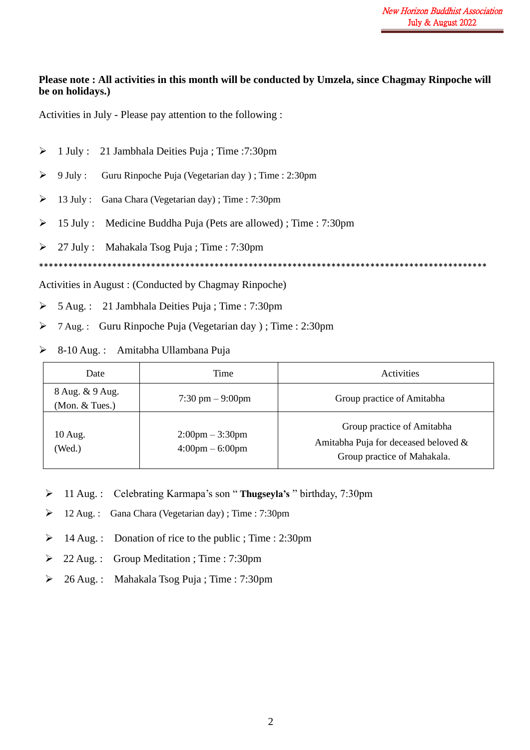**Please note : All activities in this month will be conducted by Umzela, since Chagmay Rinpoche will be on holidays.)**

Activities in July - Please pay attention to the following :

- 1 July : 21 Jambhala Deities Puja ; Time :7:30pm
- 9 July : Guru Rinpoche Puja (Vegetarian day ) ; Time : 2:30pm
- 13 July : Gana Chara (Vegetarian day) ; Time : 7:30pm
- 15 July : Medicine Buddha Puja (Pets are allowed) ; Time : 7:30pm
- 27 July : Mahakala Tsog Puja ; Time : 7:30pm

*************************************************************************************************

Activities in August : (Conducted by Chagmay Rinpoche)

- 5 Aug. : 21 Jambhala Deities Puja ; Time : 7:30pm
- 7 Aug. : Guru Rinpoche Puja (Vegetarian day ) ; Time : 2:30pm
- 8-10 Aug. : Amitabha Ullambana Puja

| Date | Time | Activities |
|---|---|---|
| 8 Aug. & 9 Aug. (Mon. & Tues.) | 7:30 pm – 9:00pm | Group practice of Amitabha |
| 10 Aug. (Wed.) | 2:00pm – 3:30pm<br>4:00pm – 6:00pm | Group practice of Amitabha<br>Amitabha Puja for deceased beloved &<br>Group practice of Mahakala. |

- 11 Aug. : Celebrating Karmapa's son " **Thugseyla's** " birthday, 7:30pm
- 12 Aug. : Gana Chara (Vegetarian day) ; Time : 7:30pm
- 14 Aug. : Donation of rice to the public ; Time : 2:30pm
- 22 Aug. : Group Meditation ; Time : 7:30pm
- 26 Aug. : Mahakala Tsog Puja ; Time : 7:30pm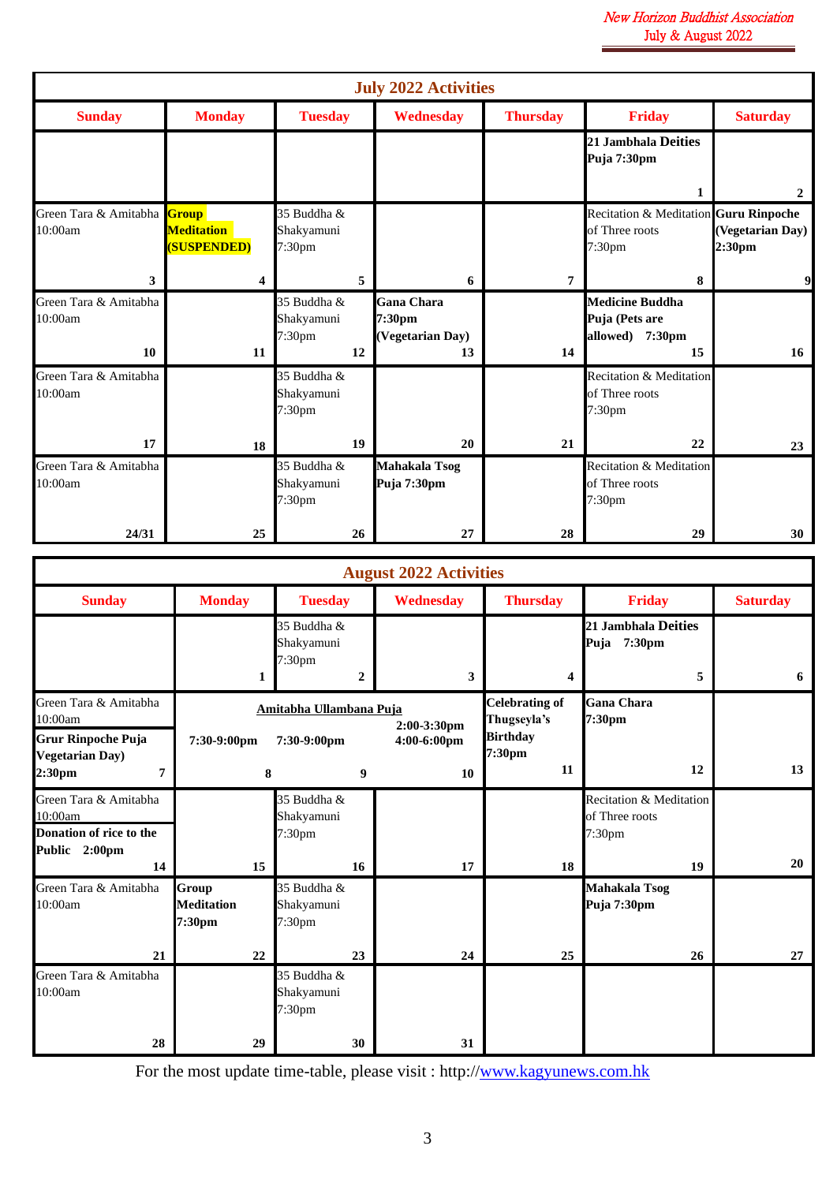## July 2022 Activities

| Sunday | Monday | Tuesday | Wednesday | Thursday | Friday | Saturday |
|---|---|---|---|---|---|---|
| | | | | | **21 Jambhala Deities Puja 7:30pm** 1 | 2 |
| Green Tara & Amitabha 10:00am 3 | **Group Meditation (SUSPENDED)** 4 | 35 Buddha & Shakyamuni 7:30pm 5 | 6 | 7 | Recitation & Meditation of Three roots 7:30pm 8 | **Guru Rinpoche (Vegetarian Day) 2:30pm** 9 |
| Green Tara & Amitabha 10:00am 10 | 11 | 35 Buddha & Shakyamuni 7:30pm 12 | **Gana Chara 7:30pm (Vegetarian Day)** 13 | 14 | **Medicine Buddha Puja (Pets are allowed) 7:30pm** 15 | 16 |
| Green Tara & Amitabha 10:00am 17 | 18 | 35 Buddha & Shakyamuni 7:30pm 19 | 20 | 21 | Recitation & Meditation of Three roots 7:30pm 22 | 23 |
| Green Tara & Amitabha 10:00am 24/31 | 25 | 35 Buddha & Shakyamuni 7:30pm 26 | **Mahakala Tsog Puja 7:30pm** 27 | 28 | Recitation & Meditation of Three roots 7:30pm 29 | 30 |

## August 2022 Activities

| Sunday | Monday | Tuesday | Wednesday | Thursday | Friday | Saturday |
|---|---|---|---|---|---|---|
| | 1 | 35 Buddha & Shakyamuni 7:30pm 2 | 3 | 4 | **21 Jambhala Deities Puja 7:30pm** 5 | 6 |
| Green Tara & Amitabha 10:00am; **Grur Rinpoche Puja Vegetarian Day) 2:30pm** 7 | **Amitabha Ullambana Puja** **7:30-9:00pm** 8 | **7:30-9:00pm** 9 | **2:00-3:30pm 4:00-6:00pm** 10 | **Celebrating of Thugseyla's Birthday 7:30pm** 11 | **Gana Chara 7:30pm** 12 | 13 |
| Green Tara & Amitabha 10:00am; **Donation of rice to the Public 2:00pm** 14 | 15 | 35 Buddha & Shakyamuni 7:30pm 16 | 17 | 18 | Recitation & Meditation of Three roots 7:30pm 19 | 20 |
| Green Tara & Amitabha 10:00am 21 | **Group Meditation 7:30pm** 22 | 35 Buddha & Shakyamuni 7:30pm 23 | 24 | 25 | **Mahakala Tsog Puja 7:30pm** 26 | 27 |
| Green Tara & Amitabha 10:00am 28 | 29 | 35 Buddha & Shakyamuni 7:30pm 30 | 31 | | | |

For the most update time-table, please visit : http://www.kagyunews.com.hk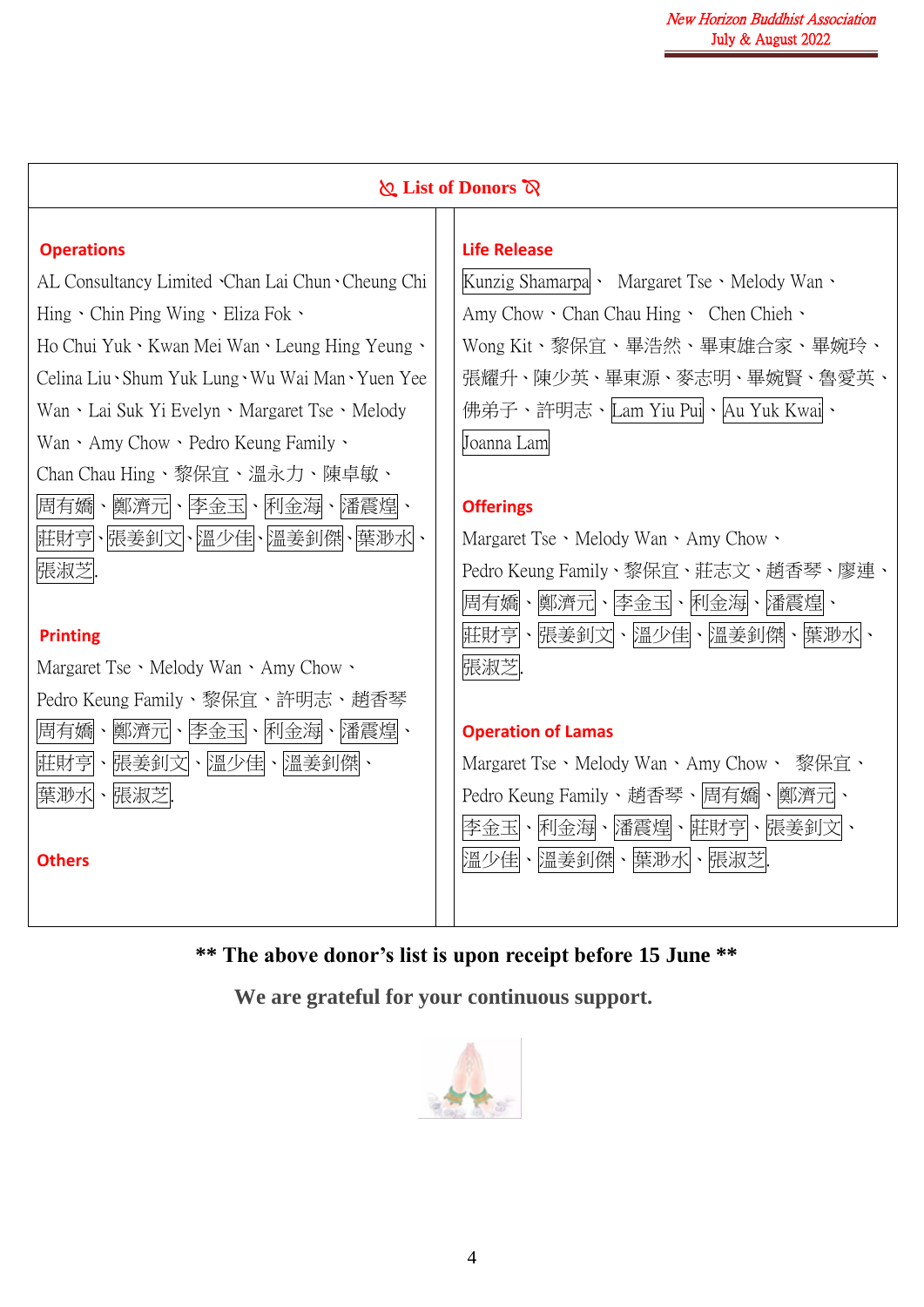## List of Donors

### Operations

AL Consultancy Limited、Chan Lai Chun、Cheung Chi Hing、Chin Ping Wing、Eliza Fok、Ho Chui Yuk、Kwan Mei Wan、Leung Hing Yeung、Celina Liu、Shum Yuk Lung、Wu Wai Man、Yuen Yee Wan、Lai Suk Yi Evelyn、Margaret Tse、Melody Wan、Amy Chow、Pedro Keung Family、Chan Chau Hing、黎保宜、溫永力、陳卓敏、周有嬌、鄭濟元、李金玉、利金海、潘震煌、莊財亨、張姜釗文、溫少佳、溫姜釗傑、葉渺水、張淑芝.

### Printing

Margaret Tse、Melody Wan、Amy Chow、Pedro Keung Family、黎保宜、許明志、趙香琴、周有嬌、鄭濟元、李金玉、利金海、潘震煌、莊財亨、張姜釗文、溫少佳、溫姜釗傑、葉渺水、張淑芝.

### Others

### Life Release

Kunzig Shamarpa、Margaret Tse、Melody Wan、Amy Chow、Chan Chau Hing、Chen Chieh、Wong Kit、黎保宜、畢浩然、畢東雄合家、畢婉玲、張耀升、陳少英、畢東源、麥志明、畢婉賢、魯愛英、佛弟子、許明志、Lam Yiu Pui、Au Yuk Kwai、Joanna Lam

### Offerings

Margaret Tse、Melody Wan、Amy Chow、Pedro Keung Family、黎保宜、莊志文、趙香琴、廖連、周有嬌、鄭濟元、李金玉、利金海、潘震煌、莊財亨、張姜釗文、溫少佳、溫姜釗傑、葉渺水、張淑芝.

### Operation of Lamas

Margaret Tse、Melody Wan、Amy Chow、黎保宜、Pedro Keung Family、趙香琴、周有嬌、鄭濟元、李金玉、利金海、潘震煌、莊財亨、張姜釗文、溫少佳、溫姜釗傑、葉渺水、張淑芝.

**\*\* The above donor's list is upon receipt before 15 June \*\***

**We are grateful for your continuous support.**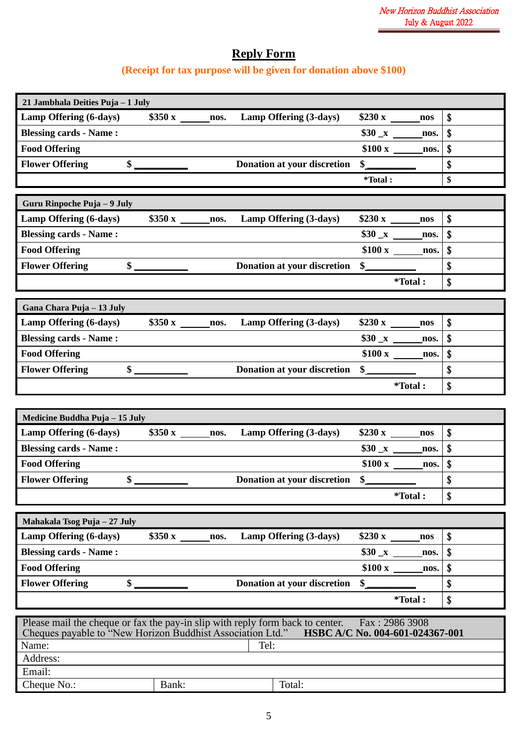## Reply Form

**(Receipt for tax purpose will be given for donation above $100)**

| 21 Jambhala Deities Puja – 1 July | | | | |
|---|---|---|---|---|
| **Lamp Offering (6-days)** | **$350 x ______nos.** | **Lamp Offering (3-days)** | **$230 x ______nos** | **$** |
| **Blessing cards - Name :** | | | **$30 _x ______nos.** | **$** |
| **Food Offering** | | | **$100 x ______nos.** | **$** |
| **Flower Offering** | **$ __________** | **Donation at your discretion** | **$__________** | **$** |
| | | | **\*Total :** | **$** |

| Guru Rinpoche Puja – 9 July | | | | |
|---|---|---|---|---|
| **Lamp Offering (6-days)** | **$350 x ______nos.** | **Lamp Offering (3-days)** | **$230 x ______nos** | **$** |
| **Blessing cards - Name :** | | | **$30 _x ______nos.** | **$** |
| **Food Offering** | | | **$100 x ______nos.** | **$** |
| **Flower Offering** | **$ __________** | **Donation at your discretion** | **$__________** | **$** |
| | | | **\*Total :** | **$** |

| Gana Chara Puja – 13 July | | | | |
|---|---|---|---|---|
| **Lamp Offering (6-days)** | **$350 x ______nos.** | **Lamp Offering (3-days)** | **$230 x ______nos** | **$** |
| **Blessing cards - Name :** | | | **$30 _x ______nos.** | **$** |
| **Food Offering** | | | **$100 x ______nos.** | **$** |
| **Flower Offering** | **$ __________** | **Donation at your discretion** | **$__________** | **$** |
| | | | **\*Total :** | **$** |

| Medicine Buddha Puja – 15 July | | | | |
|---|---|---|---|---|
| **Lamp Offering (6-days)** | **$350 x ______nos.** | **Lamp Offering (3-days)** | **$230 x ______nos** | **$** |
| **Blessing cards - Name :** | | | **$30 _x ______nos.** | **$** |
| **Food Offering** | | | **$100 x ______nos.** | **$** |
| **Flower Offering** | **$ __________** | **Donation at your discretion** | **$__________** | **$** |
| | | | **\*Total :** | **$** |

| Mahakala Tsog Puja – 27 July | | | | |
|---|---|---|---|---|
| **Lamp Offering (6-days)** | **$350 x ______nos.** | **Lamp Offering (3-days)** | **$230 x ______nos** | **$** |
| **Blessing cards - Name :** | | | **$30 _x ______nos.** | **$** |
| **Food Offering** | | | **$100 x ______nos.** | **$** |
| **Flower Offering** | **$ __________** | **Donation at your discretion** | **$__________** | **$** |
| | | | **\*Total :** | **$** |

| Please mail the cheque or fax the pay-in slip with reply form back to center. Fax : 2986 3908<br>Cheques payable to "New Horizon Buddhist Association Ltd." **HSBC A/C No. 004-601-024367-001** | | |
|---|---|---|
| Name: | | Tel: |
| Address: | | |
| Email: | | |
| Cheque No.: | Bank: | Total: |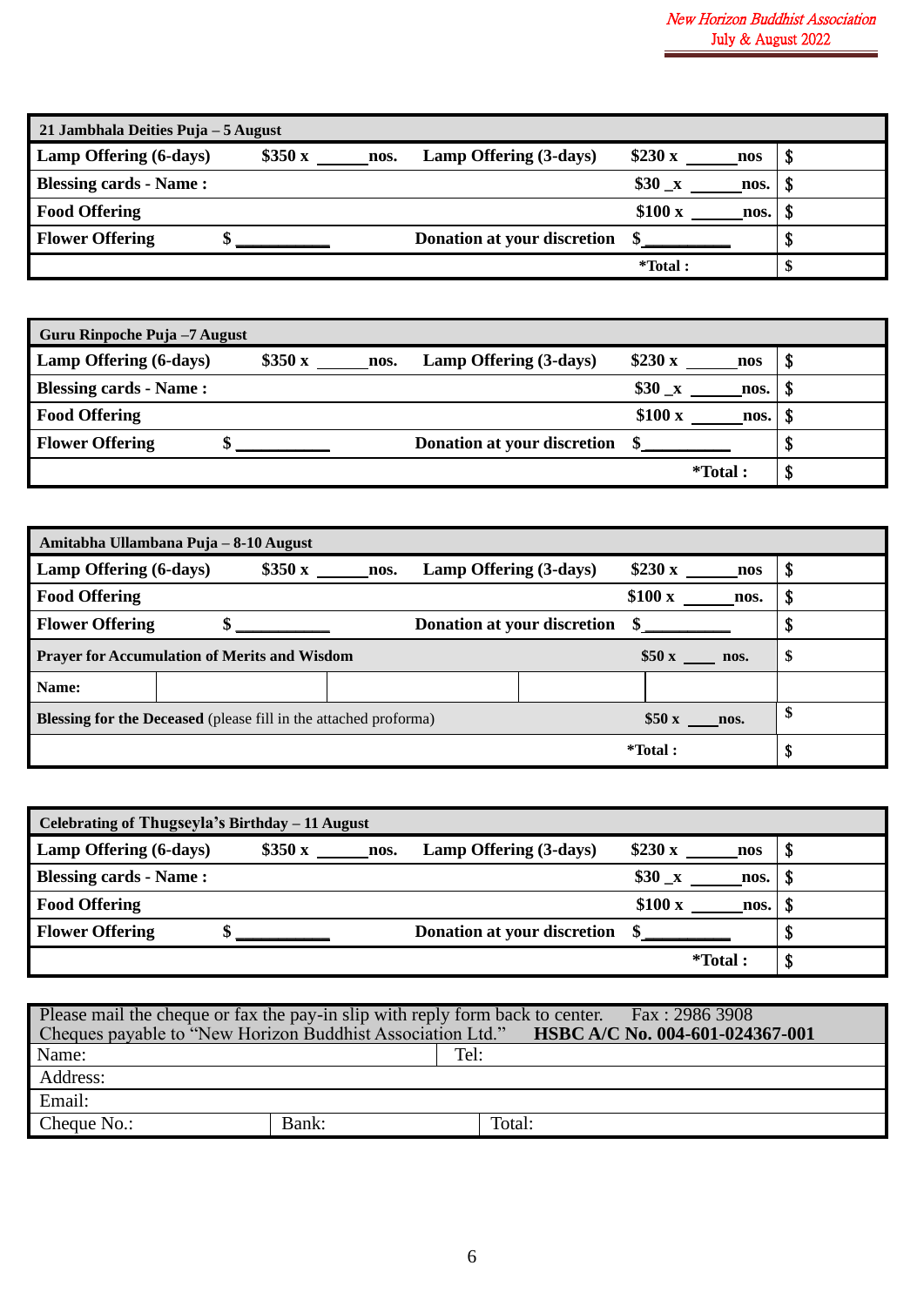| 21 Jambhala Deities Puja – 5 August | | | | |
|---|---|---|---|---|
| **Lamp Offering (6-days)** | **$350 x ______nos.** | **Lamp Offering (3-days)** | **$230 x ______nos** | **$** |
| **Blessing cards - Name :** | | | **$30 _x ______nos.** | **$** |
| **Food Offering** | | | **$100 x ______nos.** | **$** |
| **Flower Offering** | **$ __________** | **Donation at your discretion** | **$__________** | **$** |
| | | | ***Total :** | **$** |

| Guru Rinpoche Puja –7 August | | | | |
|---|---|---|---|---|
| **Lamp Offering (6-days)** | **$350 x ______nos.** | **Lamp Offering (3-days)** | **$230 x ______nos** | **$** |
| **Blessing cards - Name :** | | | **$30 _x ______nos.** | **$** |
| **Food Offering** | | | **$100 x ______nos.** | **$** |
| **Flower Offering** | **$ __________** | **Donation at your discretion** | **$__________** | **$** |
| | | | ***Total :** | **$** |

| Amitabha Ullambana Puja – 8-10 August | | | | |
|---|---|---|---|---|
| **Lamp Offering (6-days)** | **$350 x ______nos.** | **Lamp Offering (3-days)** | **$230 x ______nos** | **$** |
| **Food Offering** | | | **$100 x ______nos.** | **$** |
| **Flower Offering** | **$ __________** | **Donation at your discretion** | **$__________** | **$** |
| **Prayer for Accumulation of Merits and Wisdom** | | | **$50 x ____ nos.** | **$** |
| **Name:** | | | | |
| **Blessing for the Deceased** (please fill in the attached proforma) | | | **$50 x ____nos.** | **$** |
| | | | ***Total :** | **$** |

| Celebrating of Thugseyla's Birthday – 11 August | | | | |
|---|---|---|---|---|
| **Lamp Offering (6-days)** | **$350 x ______nos.** | **Lamp Offering (3-days)** | **$230 x ______nos** | **$** |
| **Blessing cards - Name :** | | | **$30 _x ______nos.** | **$** |
| **Food Offering** | | | **$100 x ______nos.** | **$** |
| **Flower Offering** | **$ __________** | **Donation at your discretion** | **$__________** | **$** |
| | | | ***Total :** | **$** |

| Please mail the cheque or fax the pay-in slip with reply form back to center. Fax : 2986 3908<br>Cheques payable to "New Horizon Buddhist Association Ltd." **HSBC A/C No. 004-601-024367-001** | | |
|---|---|---|
| Name: | Tel: | |
| Address: | | |
| Email: | | |
| Cheque No.: | Bank: | Total: |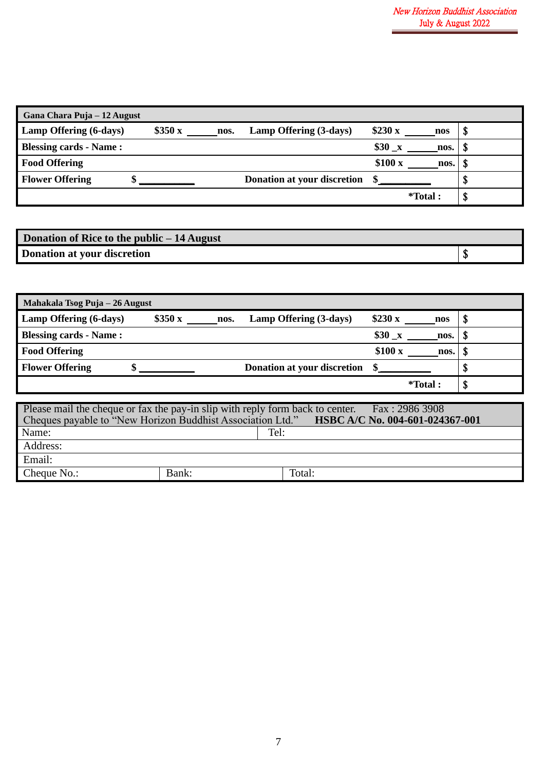| Gana Chara Puja – 12 August | | | | | |
|---|---|---|---|---|---|
| **Lamp Offering (6-days)** | **$350 x ______ nos.** | **Lamp Offering (3-days)** | **$230 x ______ nos** | | **$** |
| **Blessing cards - Name :** | | | **$30 _x ______ nos.** | | **$** |
| **Food Offering** | | | **$100 x ______ nos.** | | **$** |
| **Flower Offering** | **$ __________** | **Donation at your discretion** | **$__________** | | **$** |
| | | | | ***Total :** | **$** |

| Donation of Rice to the public – 14 August | |
|---|---|
| **Donation at your discretion** | **$** |

| Mahakala Tsog Puja – 26 August | | | | | |
|---|---|---|---|---|---|
| **Lamp Offering (6-days)** | **$350 x ______ nos.** | **Lamp Offering (3-days)** | **$230 x ______ nos** | | **$** |
| **Blessing cards - Name :** | | | **$30 _x ______ nos.** | | **$** |
| **Food Offering** | | | **$100 x ______ nos.** | | **$** |
| **Flower Offering** | **$ __________** | **Donation at your discretion** | **$__________** | | **$** |
| | | | | ***Total :** | **$** |

| Please mail the cheque or fax the pay-in slip with reply form back to center. Fax : 2986 3908<br>Cheques payable to "New Horizon Buddhist Association Ltd." **HSBC A/C No. 004-601-024367-001** | | |
|---|---|---|
| Name: | Tel: | |
| Address: | | |
| Email: | | |
| Cheque No.: | Bank: | Total: |